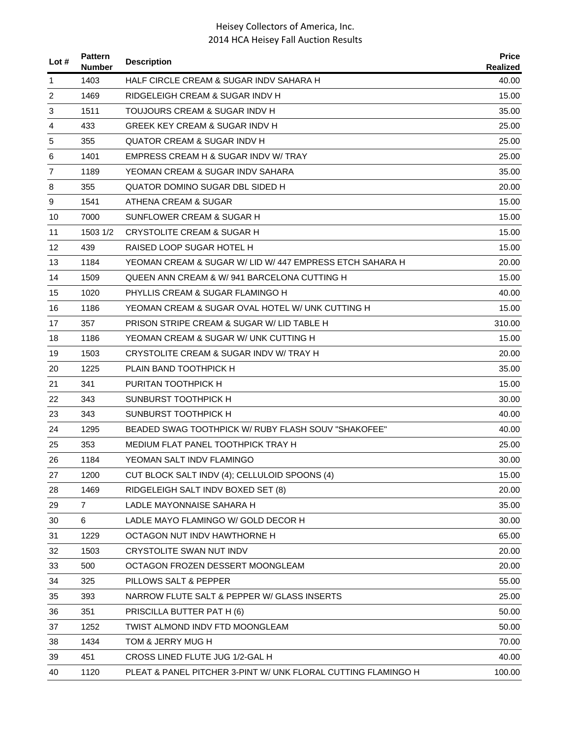# Heisey Collectors of America, Inc.
## 2014 HCA Heisey Fall Auction Results

| Lot # | Pattern Number | Description | Price Realized |
|---|---|---|---|
| 1 | 1403 | HALF CIRCLE CREAM & SUGAR INDV SAHARA H | 40.00 |
| 2 | 1469 | RIDGELEIGH CREAM & SUGAR INDV H | 15.00 |
| 3 | 1511 | TOUJOURS CREAM & SUGAR INDV H | 35.00 |
| 4 | 433 | GREEK KEY CREAM & SUGAR INDV H | 25.00 |
| 5 | 355 | QUATOR CREAM & SUGAR INDV H | 25.00 |
| 6 | 1401 | EMPRESS CREAM H & SUGAR INDV W/ TRAY | 25.00 |
| 7 | 1189 | YEOMAN CREAM & SUGAR INDV SAHARA | 35.00 |
| 8 | 355 | QUATOR DOMINO SUGAR DBL SIDED H | 20.00 |
| 9 | 1541 | ATHENA CREAM & SUGAR | 15.00 |
| 10 | 7000 | SUNFLOWER CREAM & SUGAR H | 15.00 |
| 11 | 1503 1/2 | CRYSTOLITE CREAM & SUGAR H | 15.00 |
| 12 | 439 | RAISED LOOP SUGAR HOTEL H | 15.00 |
| 13 | 1184 | YEOMAN CREAM & SUGAR W/ LID W/ 447 EMPRESS ETCH SAHARA H | 20.00 |
| 14 | 1509 | QUEEN ANN CREAM & W/ 941 BARCELONA CUTTING H | 15.00 |
| 15 | 1020 | PHYLLIS CREAM & SUGAR FLAMINGO H | 40.00 |
| 16 | 1186 | YEOMAN CREAM & SUGAR OVAL HOTEL W/ UNK CUTTING H | 15.00 |
| 17 | 357 | PRISON STRIPE CREAM & SUGAR W/ LID TABLE H | 310.00 |
| 18 | 1186 | YEOMAN CREAM & SUGAR W/ UNK CUTTING H | 15.00 |
| 19 | 1503 | CRYSTOLITE CREAM & SUGAR INDV W/ TRAY H | 20.00 |
| 20 | 1225 | PLAIN BAND TOOTHPICK H | 35.00 |
| 21 | 341 | PURITAN TOOTHPICK H | 15.00 |
| 22 | 343 | SUNBURST TOOTHPICK H | 30.00 |
| 23 | 343 | SUNBURST TOOTHPICK H | 40.00 |
| 24 | 1295 | BEADED SWAG TOOTHPICK W/ RUBY FLASH SOUV "SHAKOFEE" | 40.00 |
| 25 | 353 | MEDIUM FLAT PANEL TOOTHPICK TRAY H | 25.00 |
| 26 | 1184 | YEOMAN SALT INDV FLAMINGO | 30.00 |
| 27 | 1200 | CUT BLOCK SALT INDV (4); CELLULOID SPOONS (4) | 15.00 |
| 28 | 1469 | RIDGELEIGH SALT INDV BOXED SET (8) | 20.00 |
| 29 | 7 | LADLE MAYONNAISE SAHARA H | 35.00 |
| 30 | 6 | LADLE MAYO FLAMINGO W/ GOLD DECOR H | 30.00 |
| 31 | 1229 | OCTAGON NUT INDV HAWTHORNE H | 65.00 |
| 32 | 1503 | CRYSTOLITE SWAN NUT INDV | 20.00 |
| 33 | 500 | OCTAGON FROZEN DESSERT MOONGLEAM | 20.00 |
| 34 | 325 | PILLOWS SALT & PEPPER | 55.00 |
| 35 | 393 | NARROW FLUTE SALT & PEPPER W/ GLASS INSERTS | 25.00 |
| 36 | 351 | PRISCILLA BUTTER PAT H (6) | 50.00 |
| 37 | 1252 | TWIST ALMOND INDV FTD MOONGLEAM | 50.00 |
| 38 | 1434 | TOM & JERRY MUG H | 70.00 |
| 39 | 451 | CROSS LINED FLUTE JUG 1/2-GAL H | 40.00 |
| 40 | 1120 | PLEAT & PANEL PITCHER 3-PINT W/ UNK FLORAL CUTTING FLAMINGO H | 100.00 |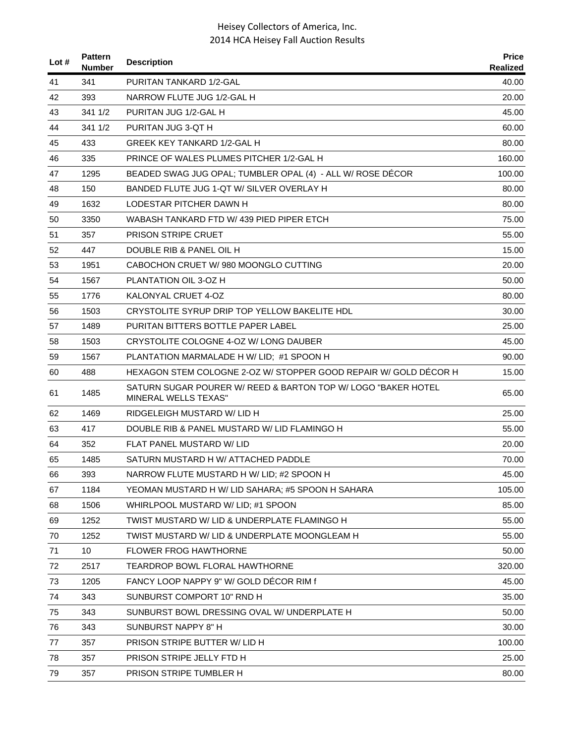| Lot # | Pattern Number | Description | Price Realized |
|---|---|---|---|
| 41 | 341 | PURITAN TANKARD 1/2-GAL | 40.00 |
| 42 | 393 | NARROW FLUTE JUG 1/2-GAL H | 20.00 |
| 43 | 341 1/2 | PURITAN JUG 1/2-GAL H | 45.00 |
| 44 | 341 1/2 | PURITAN JUG 3-QT H | 60.00 |
| 45 | 433 | GREEK KEY TANKARD 1/2-GAL H | 80.00 |
| 46 | 335 | PRINCE OF WALES PLUMES PITCHER 1/2-GAL H | 160.00 |
| 47 | 1295 | BEADED SWAG JUG OPAL; TUMBLER OPAL (4) - ALL W/ ROSE DÉCOR | 100.00 |
| 48 | 150 | BANDED FLUTE JUG 1-QT W/ SILVER OVERLAY H | 80.00 |
| 49 | 1632 | LODESTAR PITCHER DAWN H | 80.00 |
| 50 | 3350 | WABASH TANKARD FTD W/ 439 PIED PIPER ETCH | 75.00 |
| 51 | 357 | PRISON STRIPE CRUET | 55.00 |
| 52 | 447 | DOUBLE RIB & PANEL OIL H | 15.00 |
| 53 | 1951 | CABOCHON CRUET W/ 980 MOONGLO CUTTING | 20.00 |
| 54 | 1567 | PLANTATION OIL 3-OZ H | 50.00 |
| 55 | 1776 | KALONYAL CRUET 4-OZ | 80.00 |
| 56 | 1503 | CRYSTOLITE SYRUP DRIP TOP YELLOW BAKELITE HDL | 30.00 |
| 57 | 1489 | PURITAN BITTERS BOTTLE PAPER LABEL | 25.00 |
| 58 | 1503 | CRYSTOLITE COLOGNE 4-OZ W/ LONG DAUBER | 45.00 |
| 59 | 1567 | PLANTATION MARMALADE H W/ LID; #1 SPOON H | 90.00 |
| 60 | 488 | HEXAGON STEM COLOGNE 2-OZ W/ STOPPER GOOD REPAIR W/ GOLD DÉCOR H | 15.00 |
| 61 | 1485 | SATURN SUGAR POURER W/ REED & BARTON TOP W/ LOGO "BAKER HOTEL MINERAL WELLS TEXAS" | 65.00 |
| 62 | 1469 | RIDGELEIGH MUSTARD W/ LID H | 25.00 |
| 63 | 417 | DOUBLE RIB & PANEL MUSTARD W/ LID FLAMINGO H | 55.00 |
| 64 | 352 | FLAT PANEL MUSTARD W/ LID | 20.00 |
| 65 | 1485 | SATURN MUSTARD H W/ ATTACHED PADDLE | 70.00 |
| 66 | 393 | NARROW FLUTE MUSTARD H W/ LID; #2 SPOON H | 45.00 |
| 67 | 1184 | YEOMAN MUSTARD H W/ LID SAHARA; #5 SPOON H SAHARA | 105.00 |
| 68 | 1506 | WHIRLPOOL MUSTARD W/ LID; #1 SPOON | 85.00 |
| 69 | 1252 | TWIST MUSTARD W/ LID & UNDERPLATE FLAMINGO H | 55.00 |
| 70 | 1252 | TWIST MUSTARD W/ LID & UNDERPLATE MOONGLEAM H | 55.00 |
| 71 | 10 | FLOWER FROG HAWTHORNE | 50.00 |
| 72 | 2517 | TEARDROP BOWL FLORAL HAWTHORNE | 320.00 |
| 73 | 1205 | FANCY LOOP NAPPY 9" W/ GOLD DÉCOR RIM f | 45.00 |
| 74 | 343 | SUNBURST COMPORT 10" RND H | 35.00 |
| 75 | 343 | SUNBURST BOWL DRESSING OVAL W/ UNDERPLATE H | 50.00 |
| 76 | 343 | SUNBURST NAPPY 8" H | 30.00 |
| 77 | 357 | PRISON STRIPE BUTTER W/ LID H | 100.00 |
| 78 | 357 | PRISON STRIPE JELLY FTD H | 25.00 |
| 79 | 357 | PRISON STRIPE TUMBLER H | 80.00 |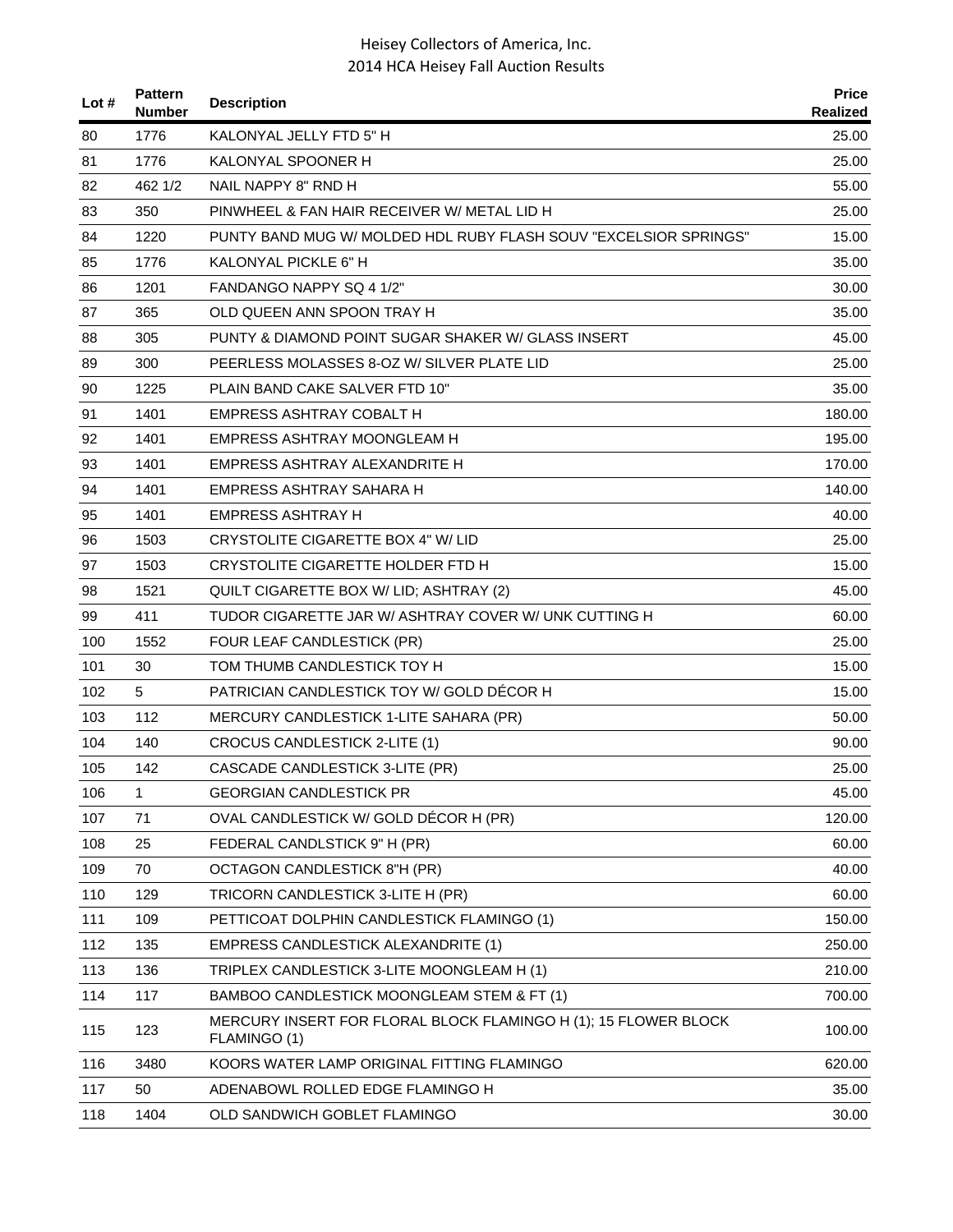| Lot # | Pattern Number | Description | Price Realized |
|---|---|---|---|
| 80 | 1776 | KALONYAL JELLY FTD 5" H | 25.00 |
| 81 | 1776 | KALONYAL SPOONER H | 25.00 |
| 82 | 462 1/2 | NAIL NAPPY 8" RND H | 55.00 |
| 83 | 350 | PINWHEEL & FAN HAIR RECEIVER W/ METAL LID H | 25.00 |
| 84 | 1220 | PUNTY BAND MUG W/ MOLDED HDL RUBY FLASH SOUV "EXCELSIOR SPRINGS" | 15.00 |
| 85 | 1776 | KALONYAL PICKLE 6" H | 35.00 |
| 86 | 1201 | FANDANGO NAPPY SQ 4 1/2" | 30.00 |
| 87 | 365 | OLD QUEEN ANN SPOON TRAY H | 35.00 |
| 88 | 305 | PUNTY & DIAMOND POINT SUGAR SHAKER W/ GLASS INSERT | 45.00 |
| 89 | 300 | PEERLESS MOLASSES 8-OZ W/ SILVER PLATE LID | 25.00 |
| 90 | 1225 | PLAIN BAND CAKE SALVER FTD 10" | 35.00 |
| 91 | 1401 | EMPRESS ASHTRAY COBALT H | 180.00 |
| 92 | 1401 | EMPRESS ASHTRAY MOONGLEAM H | 195.00 |
| 93 | 1401 | EMPRESS ASHTRAY ALEXANDRITE H | 170.00 |
| 94 | 1401 | EMPRESS ASHTRAY SAHARA H | 140.00 |
| 95 | 1401 | EMPRESS ASHTRAY H | 40.00 |
| 96 | 1503 | CRYSTOLITE CIGARETTE BOX 4" W/ LID | 25.00 |
| 97 | 1503 | CRYSTOLITE CIGARETTE HOLDER FTD H | 15.00 |
| 98 | 1521 | QUILT CIGARETTE BOX W/ LID; ASHTRAY (2) | 45.00 |
| 99 | 411 | TUDOR CIGARETTE JAR W/ ASHTRAY COVER W/ UNK CUTTING H | 60.00 |
| 100 | 1552 | FOUR LEAF CANDLESTICK (PR) | 25.00 |
| 101 | 30 | TOM THUMB CANDLESTICK TOY H | 15.00 |
| 102 | 5 | PATRICIAN CANDLESTICK TOY W/ GOLD DÉCOR H | 15.00 |
| 103 | 112 | MERCURY CANDLESTICK 1-LITE SAHARA (PR) | 50.00 |
| 104 | 140 | CROCUS CANDLESTICK 2-LITE (1) | 90.00 |
| 105 | 142 | CASCADE CANDLESTICK 3-LITE (PR) | 25.00 |
| 106 | 1 | GEORGIAN CANDLESTICK PR | 45.00 |
| 107 | 71 | OVAL CANDLESTICK W/ GOLD DÉCOR H (PR) | 120.00 |
| 108 | 25 | FEDERAL CANDLSTICK 9" H (PR) | 60.00 |
| 109 | 70 | OCTAGON CANDLESTICK 8"H (PR) | 40.00 |
| 110 | 129 | TRICORN CANDLESTICK 3-LITE H (PR) | 60.00 |
| 111 | 109 | PETTICOAT DOLPHIN CANDLESTICK FLAMINGO (1) | 150.00 |
| 112 | 135 | EMPRESS CANDLESTICK ALEXANDRITE (1) | 250.00 |
| 113 | 136 | TRIPLEX CANDLESTICK 3-LITE MOONGLEAM H (1) | 210.00 |
| 114 | 117 | BAMBOO CANDLESTICK MOONGLEAM STEM & FT (1) | 700.00 |
| 115 | 123 | MERCURY INSERT FOR FLORAL BLOCK FLAMINGO H (1); 15 FLOWER BLOCK FLAMINGO (1) | 100.00 |
| 116 | 3480 | KOORS WATER LAMP ORIGINAL FITTING FLAMINGO | 620.00 |
| 117 | 50 | ADENABOWL ROLLED EDGE FLAMINGO H | 35.00 |
| 118 | 1404 | OLD SANDWICH GOBLET FLAMINGO | 30.00 |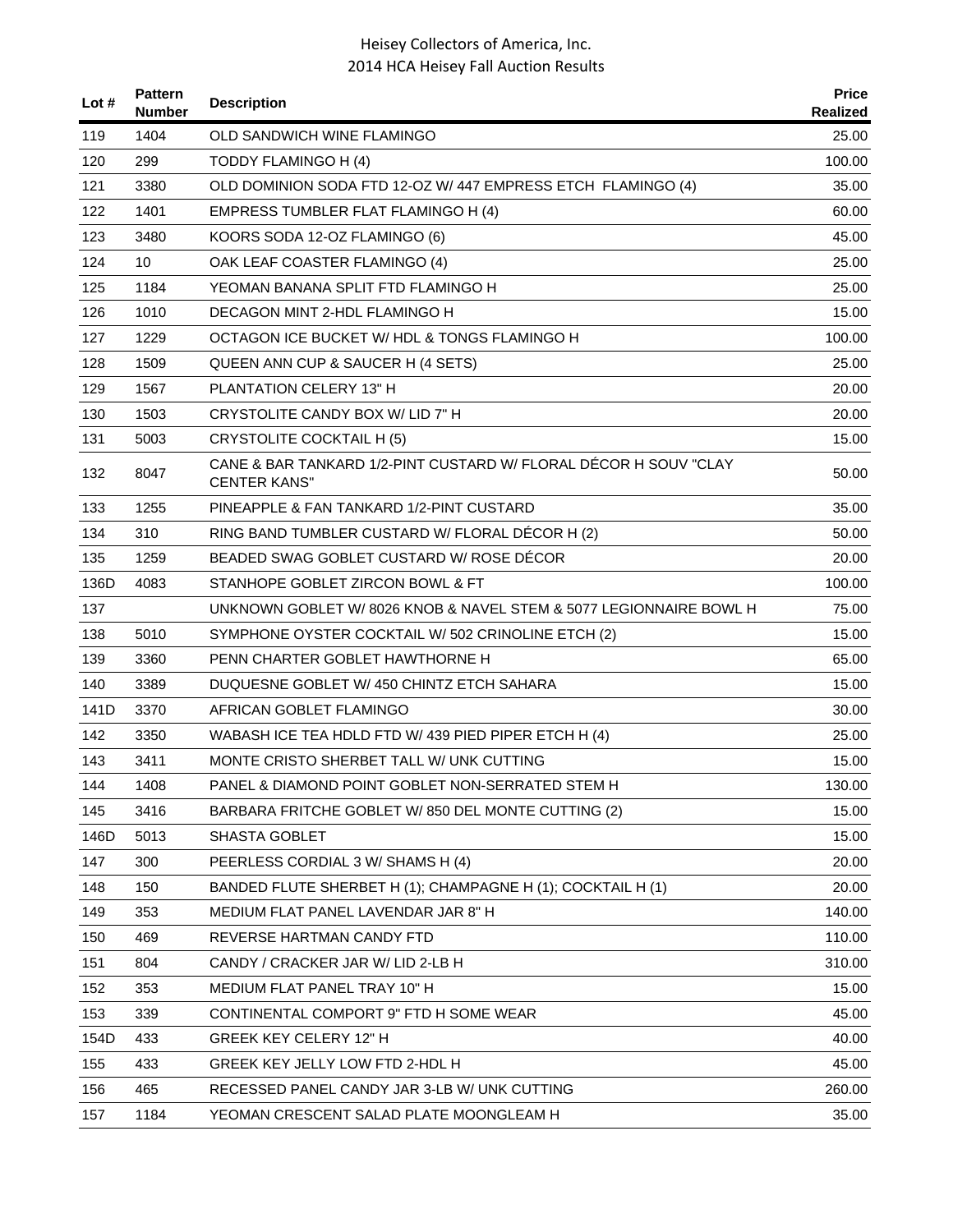# Heisey Collectors of America, Inc.
## 2014 HCA Heisey Fall Auction Results

| Lot # | Pattern Number | Description | Price Realized |
|---|---|---|---|
| 119 | 1404 | OLD SANDWICH WINE FLAMINGO | 25.00 |
| 120 | 299 | TODDY FLAMINGO H (4) | 100.00 |
| 121 | 3380 | OLD DOMINION SODA FTD 12-OZ W/ 447 EMPRESS ETCH FLAMINGO (4) | 35.00 |
| 122 | 1401 | EMPRESS TUMBLER FLAT FLAMINGO H (4) | 60.00 |
| 123 | 3480 | KOORS SODA 12-OZ FLAMINGO (6) | 45.00 |
| 124 | 10 | OAK LEAF COASTER FLAMINGO (4) | 25.00 |
| 125 | 1184 | YEOMAN BANANA SPLIT FTD FLAMINGO H | 25.00 |
| 126 | 1010 | DECAGON MINT 2-HDL FLAMINGO H | 15.00 |
| 127 | 1229 | OCTAGON ICE BUCKET W/ HDL & TONGS FLAMINGO H | 100.00 |
| 128 | 1509 | QUEEN ANN CUP & SAUCER H (4 SETS) | 25.00 |
| 129 | 1567 | PLANTATION CELERY 13" H | 20.00 |
| 130 | 1503 | CRYSTOLITE CANDY BOX W/ LID 7" H | 20.00 |
| 131 | 5003 | CRYSTOLITE COCKTAIL H (5) | 15.00 |
| 132 | 8047 | CANE & BAR TANKARD 1/2-PINT CUSTARD W/ FLORAL DÉCOR H SOUV "CLAY CENTER KANS" | 50.00 |
| 133 | 1255 | PINEAPPLE & FAN TANKARD 1/2-PINT CUSTARD | 35.00 |
| 134 | 310 | RING BAND TUMBLER CUSTARD W/ FLORAL DÉCOR H (2) | 50.00 |
| 135 | 1259 | BEADED SWAG GOBLET CUSTARD W/ ROSE DÉCOR | 20.00 |
| 136D | 4083 | STANHOPE GOBLET ZIRCON BOWL & FT | 100.00 |
| 137 | | UNKNOWN GOBLET W/ 8026 KNOB & NAVEL STEM & 5077 LEGIONNAIRE BOWL H | 75.00 |
| 138 | 5010 | SYMPHONE OYSTER COCKTAIL W/ 502 CRINOLINE ETCH (2) | 15.00 |
| 139 | 3360 | PENN CHARTER GOBLET HAWTHORNE H | 65.00 |
| 140 | 3389 | DUQUESNE GOBLET W/ 450 CHINTZ ETCH SAHARA | 15.00 |
| 141D | 3370 | AFRICAN GOBLET FLAMINGO | 30.00 |
| 142 | 3350 | WABASH ICE TEA HDLD FTD W/ 439 PIED PIPER ETCH H (4) | 25.00 |
| 143 | 3411 | MONTE CRISTO SHERBET TALL W/ UNK CUTTING | 15.00 |
| 144 | 1408 | PANEL & DIAMOND POINT GOBLET NON-SERRATED STEM H | 130.00 |
| 145 | 3416 | BARBARA FRITCHE GOBLET W/ 850 DEL MONTE CUTTING (2) | 15.00 |
| 146D | 5013 | SHASTA GOBLET | 15.00 |
| 147 | 300 | PEERLESS CORDIAL 3 W/ SHAMS H (4) | 20.00 |
| 148 | 150 | BANDED FLUTE SHERBET H (1); CHAMPAGNE H (1); COCKTAIL H (1) | 20.00 |
| 149 | 353 | MEDIUM FLAT PANEL LAVENDAR JAR 8" H | 140.00 |
| 150 | 469 | REVERSE HARTMAN CANDY FTD | 110.00 |
| 151 | 804 | CANDY / CRACKER JAR W/ LID 2-LB H | 310.00 |
| 152 | 353 | MEDIUM FLAT PANEL TRAY 10" H | 15.00 |
| 153 | 339 | CONTINENTAL COMPORT 9" FTD H SOME WEAR | 45.00 |
| 154D | 433 | GREEK KEY CELERY 12" H | 40.00 |
| 155 | 433 | GREEK KEY JELLY LOW FTD 2-HDL H | 45.00 |
| 156 | 465 | RECESSED PANEL CANDY JAR 3-LB W/ UNK CUTTING | 260.00 |
| 157 | 1184 | YEOMAN CRESCENT SALAD PLATE MOONGLEAM H | 35.00 |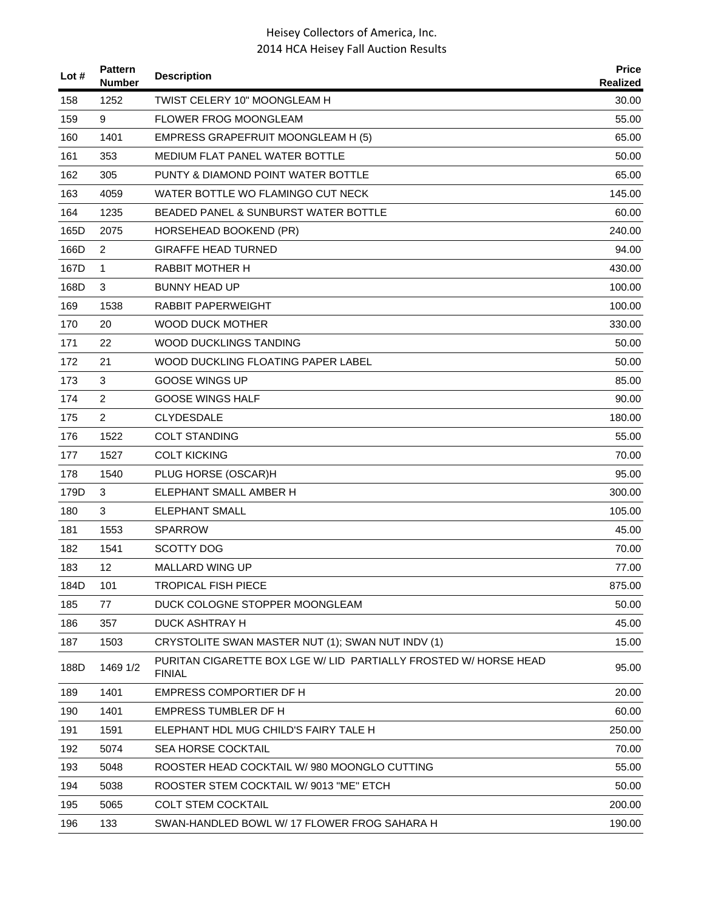| Lot # | Pattern Number | Description | Price Realized |
|---|---|---|---|
| 158 | 1252 | TWIST CELERY 10" MOONGLEAM H | 30.00 |
| 159 | 9 | FLOWER FROG MOONGLEAM | 55.00 |
| 160 | 1401 | EMPRESS GRAPEFRUIT MOONGLEAM H (5) | 65.00 |
| 161 | 353 | MEDIUM FLAT PANEL WATER BOTTLE | 50.00 |
| 162 | 305 | PUNTY & DIAMOND POINT WATER BOTTLE | 65.00 |
| 163 | 4059 | WATER BOTTLE WO FLAMINGO CUT NECK | 145.00 |
| 164 | 1235 | BEADED PANEL & SUNBURST WATER BOTTLE | 60.00 |
| 165D | 2075 | HORSEHEAD BOOKEND (PR) | 240.00 |
| 166D | 2 | GIRAFFE HEAD TURNED | 94.00 |
| 167D | 1 | RABBIT MOTHER H | 430.00 |
| 168D | 3 | BUNNY HEAD UP | 100.00 |
| 169 | 1538 | RABBIT PAPERWEIGHT | 100.00 |
| 170 | 20 | WOOD DUCK MOTHER | 330.00 |
| 171 | 22 | WOOD DUCKLINGS TANDING | 50.00 |
| 172 | 21 | WOOD DUCKLING FLOATING PAPER LABEL | 50.00 |
| 173 | 3 | GOOSE WINGS UP | 85.00 |
| 174 | 2 | GOOSE WINGS HALF | 90.00 |
| 175 | 2 | CLYDESDALE | 180.00 |
| 176 | 1522 | COLT STANDING | 55.00 |
| 177 | 1527 | COLT KICKING | 70.00 |
| 178 | 1540 | PLUG HORSE (OSCAR)H | 95.00 |
| 179D | 3 | ELEPHANT SMALL AMBER H | 300.00 |
| 180 | 3 | ELEPHANT SMALL | 105.00 |
| 181 | 1553 | SPARROW | 45.00 |
| 182 | 1541 | SCOTTY DOG | 70.00 |
| 183 | 12 | MALLARD WING UP | 77.00 |
| 184D | 101 | TROPICAL FISH PIECE | 875.00 |
| 185 | 77 | DUCK COLOGNE STOPPER MOONGLEAM | 50.00 |
| 186 | 357 | DUCK ASHTRAY H | 45.00 |
| 187 | 1503 | CRYSTOLITE SWAN MASTER NUT (1); SWAN NUT INDV (1) | 15.00 |
| 188D | 1469 1/2 | PURITAN CIGARETTE BOX LGE W/ LID PARTIALLY FROSTED W/ HORSE HEAD FINIAL | 95.00 |
| 189 | 1401 | EMPRESS COMPORTIER DF H | 20.00 |
| 190 | 1401 | EMPRESS TUMBLER DF H | 60.00 |
| 191 | 1591 | ELEPHANT HDL MUG CHILD'S FAIRY TALE H | 250.00 |
| 192 | 5074 | SEA HORSE COCKTAIL | 70.00 |
| 193 | 5048 | ROOSTER HEAD COCKTAIL W/ 980 MOONGLO CUTTING | 55.00 |
| 194 | 5038 | ROOSTER STEM COCKTAIL W/ 9013 "ME" ETCH | 50.00 |
| 195 | 5065 | COLT STEM COCKTAIL | 200.00 |
| 196 | 133 | SWAN-HANDLED BOWL W/ 17 FLOWER FROG SAHARA H | 190.00 |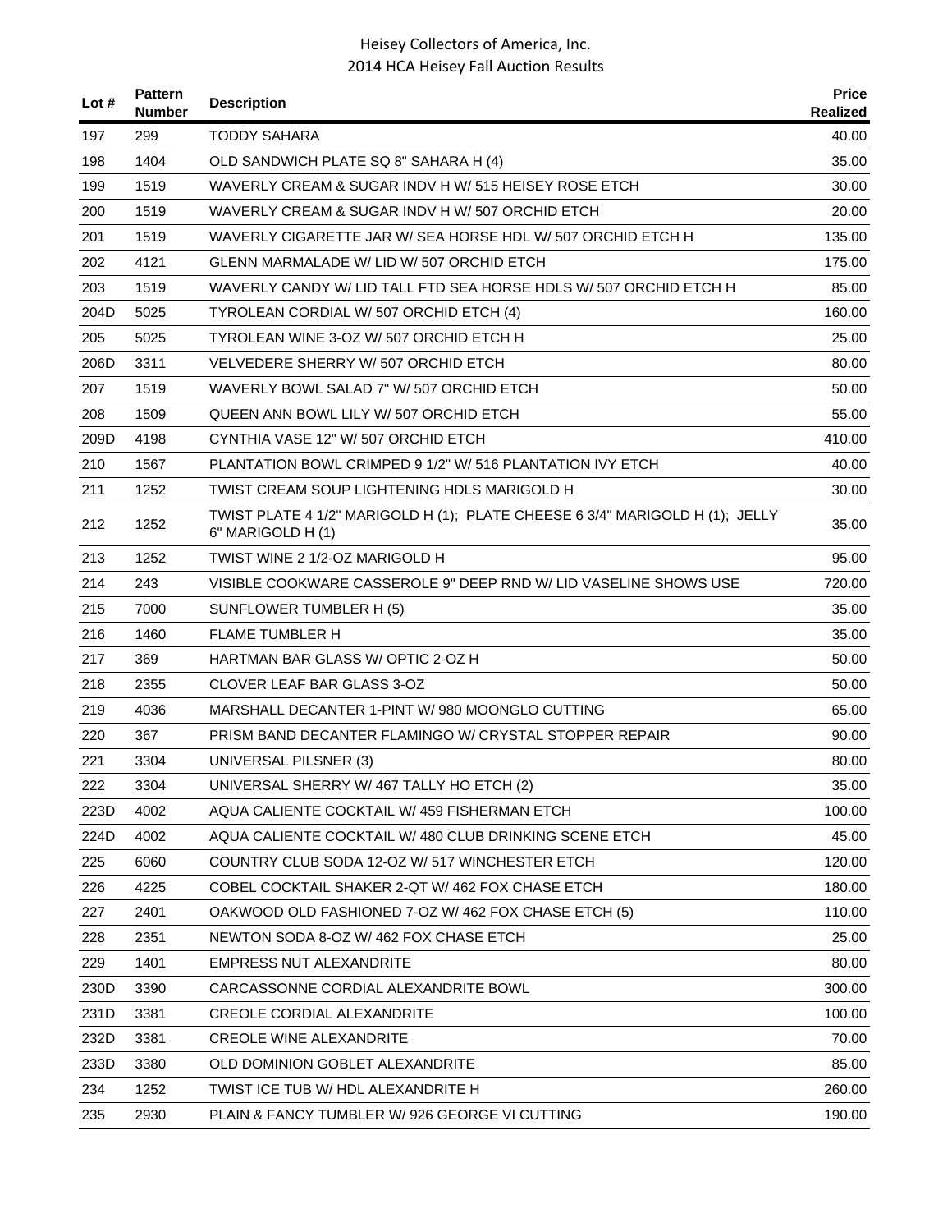| Lot # | Pattern Number | Description | Price Realized |
|---|---|---|---|
| 197 | 299 | TODDY SAHARA | 40.00 |
| 198 | 1404 | OLD SANDWICH PLATE SQ 8" SAHARA H (4) | 35.00 |
| 199 | 1519 | WAVERLY CREAM & SUGAR INDV H W/ 515 HEISEY ROSE ETCH | 30.00 |
| 200 | 1519 | WAVERLY CREAM & SUGAR INDV H W/ 507 ORCHID ETCH | 20.00 |
| 201 | 1519 | WAVERLY CIGARETTE JAR W/ SEA HORSE HDL W/ 507 ORCHID ETCH H | 135.00 |
| 202 | 4121 | GLENN MARMALADE W/ LID W/ 507 ORCHID ETCH | 175.00 |
| 203 | 1519 | WAVERLY CANDY W/ LID TALL FTD SEA HORSE HDLS W/ 507 ORCHID ETCH H | 85.00 |
| 204D | 5025 | TYROLEAN CORDIAL W/ 507 ORCHID ETCH (4) | 160.00 |
| 205 | 5025 | TYROLEAN WINE 3-OZ W/ 507 ORCHID ETCH H | 25.00 |
| 206D | 3311 | VELVEDERE SHERRY W/ 507 ORCHID ETCH | 80.00 |
| 207 | 1519 | WAVERLY BOWL SALAD 7" W/ 507 ORCHID ETCH | 50.00 |
| 208 | 1509 | QUEEN ANN BOWL LILY W/ 507 ORCHID ETCH | 55.00 |
| 209D | 4198 | CYNTHIA VASE 12" W/ 507 ORCHID ETCH | 410.00 |
| 210 | 1567 | PLANTATION BOWL CRIMPED 9 1/2" W/ 516 PLANTATION IVY ETCH | 40.00 |
| 211 | 1252 | TWIST CREAM SOUP LIGHTENING HDLS MARIGOLD H | 30.00 |
| 212 | 1252 | TWIST PLATE 4 1/2" MARIGOLD H (1); PLATE CHEESE 6 3/4" MARIGOLD H (1); JELLY 6" MARIGOLD H (1) | 35.00 |
| 213 | 1252 | TWIST WINE 2 1/2-OZ MARIGOLD H | 95.00 |
| 214 | 243 | VISIBLE COOKWARE CASSEROLE 9" DEEP RND W/ LID VASELINE SHOWS USE | 720.00 |
| 215 | 7000 | SUNFLOWER TUMBLER H (5) | 35.00 |
| 216 | 1460 | FLAME TUMBLER H | 35.00 |
| 217 | 369 | HARTMAN BAR GLASS W/ OPTIC 2-OZ H | 50.00 |
| 218 | 2355 | CLOVER LEAF BAR GLASS 3-OZ | 50.00 |
| 219 | 4036 | MARSHALL DECANTER 1-PINT W/ 980 MOONGLO CUTTING | 65.00 |
| 220 | 367 | PRISM BAND DECANTER FLAMINGO W/ CRYSTAL STOPPER REPAIR | 90.00 |
| 221 | 3304 | UNIVERSAL PILSNER (3) | 80.00 |
| 222 | 3304 | UNIVERSAL SHERRY W/ 467 TALLY HO ETCH (2) | 35.00 |
| 223D | 4002 | AQUA CALIENTE COCKTAIL W/ 459 FISHERMAN ETCH | 100.00 |
| 224D | 4002 | AQUA CALIENTE COCKTAIL W/ 480 CLUB DRINKING SCENE ETCH | 45.00 |
| 225 | 6060 | COUNTRY CLUB SODA 12-OZ W/ 517 WINCHESTER ETCH | 120.00 |
| 226 | 4225 | COBEL COCKTAIL SHAKER 2-QT W/ 462 FOX CHASE ETCH | 180.00 |
| 227 | 2401 | OAKWOOD OLD FASHIONED 7-OZ W/ 462 FOX CHASE ETCH (5) | 110.00 |
| 228 | 2351 | NEWTON SODA 8-OZ W/ 462 FOX CHASE ETCH | 25.00 |
| 229 | 1401 | EMPRESS NUT ALEXANDRITE | 80.00 |
| 230D | 3390 | CARCASSONNE CORDIAL ALEXANDRITE BOWL | 300.00 |
| 231D | 3381 | CREOLE CORDIAL ALEXANDRITE | 100.00 |
| 232D | 3381 | CREOLE WINE ALEXANDRITE | 70.00 |
| 233D | 3380 | OLD DOMINION GOBLET ALEXANDRITE | 85.00 |
| 234 | 1252 | TWIST ICE TUB W/ HDL ALEXANDRITE H | 260.00 |
| 235 | 2930 | PLAIN & FANCY TUMBLER W/ 926 GEORGE VI CUTTING | 190.00 |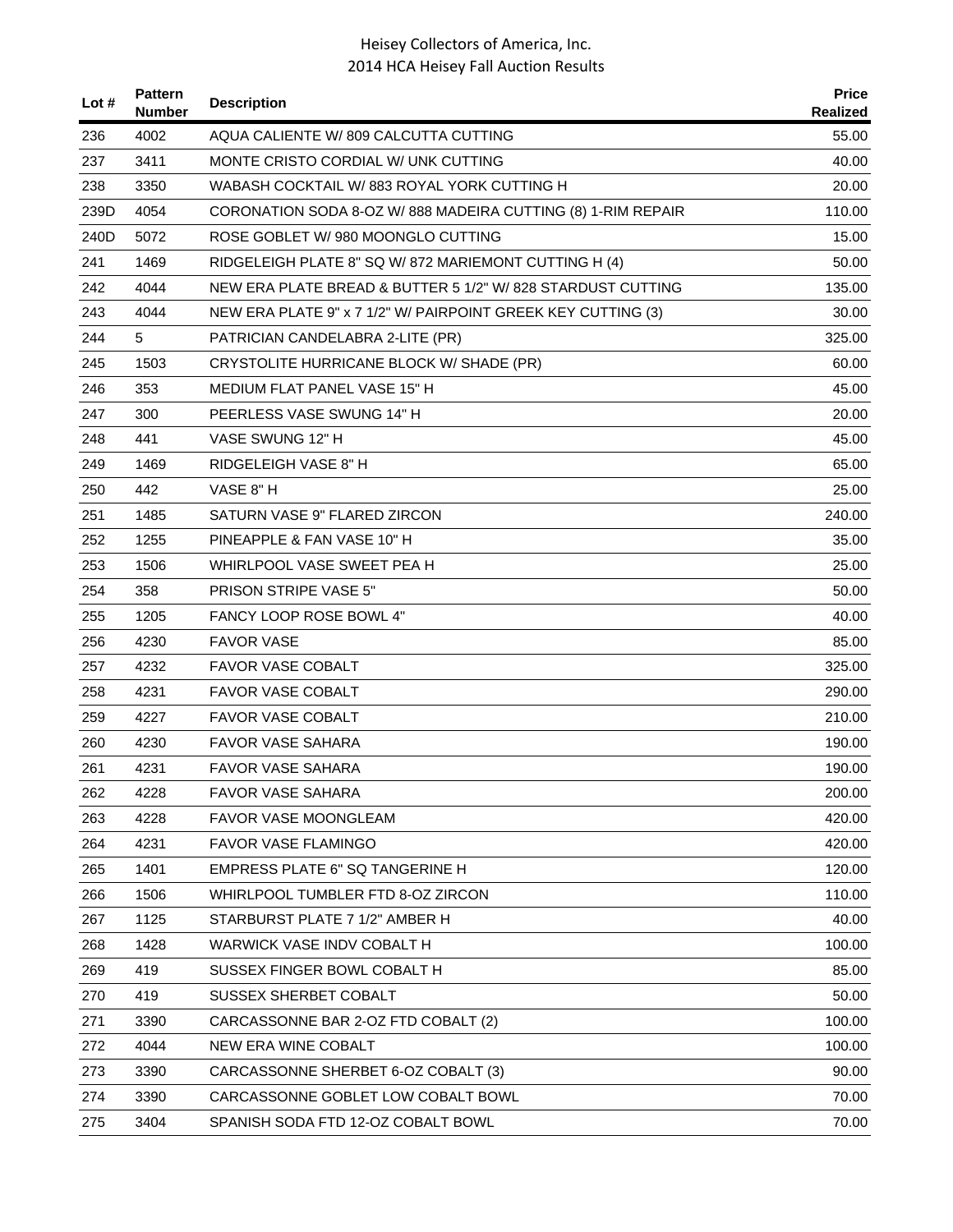| Lot # | Pattern Number | Description | Price Realized |
|---|---|---|---|
| 236 | 4002 | AQUA CALIENTE W/ 809 CALCUTTA CUTTING | 55.00 |
| 237 | 3411 | MONTE CRISTO CORDIAL W/ UNK CUTTING | 40.00 |
| 238 | 3350 | WABASH COCKTAIL W/ 883 ROYAL YORK CUTTING H | 20.00 |
| 239D | 4054 | CORONATION SODA 8-OZ W/ 888 MADEIRA CUTTING (8) 1-RIM REPAIR | 110.00 |
| 240D | 5072 | ROSE GOBLET W/ 980 MOONGLO CUTTING | 15.00 |
| 241 | 1469 | RIDGELEIGH PLATE 8" SQ W/ 872 MARIEMONT CUTTING H (4) | 50.00 |
| 242 | 4044 | NEW ERA PLATE BREAD & BUTTER 5 1/2" W/ 828 STARDUST CUTTING | 135.00 |
| 243 | 4044 | NEW ERA PLATE 9" x 7 1/2" W/ PAIRPOINT GREEK KEY CUTTING (3) | 30.00 |
| 244 | 5 | PATRICIAN CANDELABRA 2-LITE (PR) | 325.00 |
| 245 | 1503 | CRYSTOLITE HURRICANE BLOCK W/ SHADE (PR) | 60.00 |
| 246 | 353 | MEDIUM FLAT PANEL VASE 15" H | 45.00 |
| 247 | 300 | PEERLESS VASE SWUNG 14" H | 20.00 |
| 248 | 441 | VASE SWUNG 12" H | 45.00 |
| 249 | 1469 | RIDGELEIGH VASE 8" H | 65.00 |
| 250 | 442 | VASE 8" H | 25.00 |
| 251 | 1485 | SATURN VASE 9" FLARED ZIRCON | 240.00 |
| 252 | 1255 | PINEAPPLE & FAN VASE 10" H | 35.00 |
| 253 | 1506 | WHIRLPOOL VASE SWEET PEA H | 25.00 |
| 254 | 358 | PRISON STRIPE VASE 5" | 50.00 |
| 255 | 1205 | FANCY LOOP ROSE BOWL 4" | 40.00 |
| 256 | 4230 | FAVOR VASE | 85.00 |
| 257 | 4232 | FAVOR VASE COBALT | 325.00 |
| 258 | 4231 | FAVOR VASE COBALT | 290.00 |
| 259 | 4227 | FAVOR VASE COBALT | 210.00 |
| 260 | 4230 | FAVOR VASE SAHARA | 190.00 |
| 261 | 4231 | FAVOR VASE SAHARA | 190.00 |
| 262 | 4228 | FAVOR VASE SAHARA | 200.00 |
| 263 | 4228 | FAVOR VASE MOONGLEAM | 420.00 |
| 264 | 4231 | FAVOR VASE FLAMINGO | 420.00 |
| 265 | 1401 | EMPRESS PLATE 6" SQ TANGERINE H | 120.00 |
| 266 | 1506 | WHIRLPOOL TUMBLER FTD 8-OZ ZIRCON | 110.00 |
| 267 | 1125 | STARBURST PLATE 7 1/2" AMBER H | 40.00 |
| 268 | 1428 | WARWICK VASE INDV COBALT H | 100.00 |
| 269 | 419 | SUSSEX FINGER BOWL COBALT H | 85.00 |
| 270 | 419 | SUSSEX SHERBET COBALT | 50.00 |
| 271 | 3390 | CARCASSONNE BAR 2-OZ FTD COBALT (2) | 100.00 |
| 272 | 4044 | NEW ERA WINE COBALT | 100.00 |
| 273 | 3390 | CARCASSONNE SHERBET 6-OZ COBALT (3) | 90.00 |
| 274 | 3390 | CARCASSONNE GOBLET LOW COBALT BOWL | 70.00 |
| 275 | 3404 | SPANISH SODA FTD 12-OZ COBALT BOWL | 70.00 |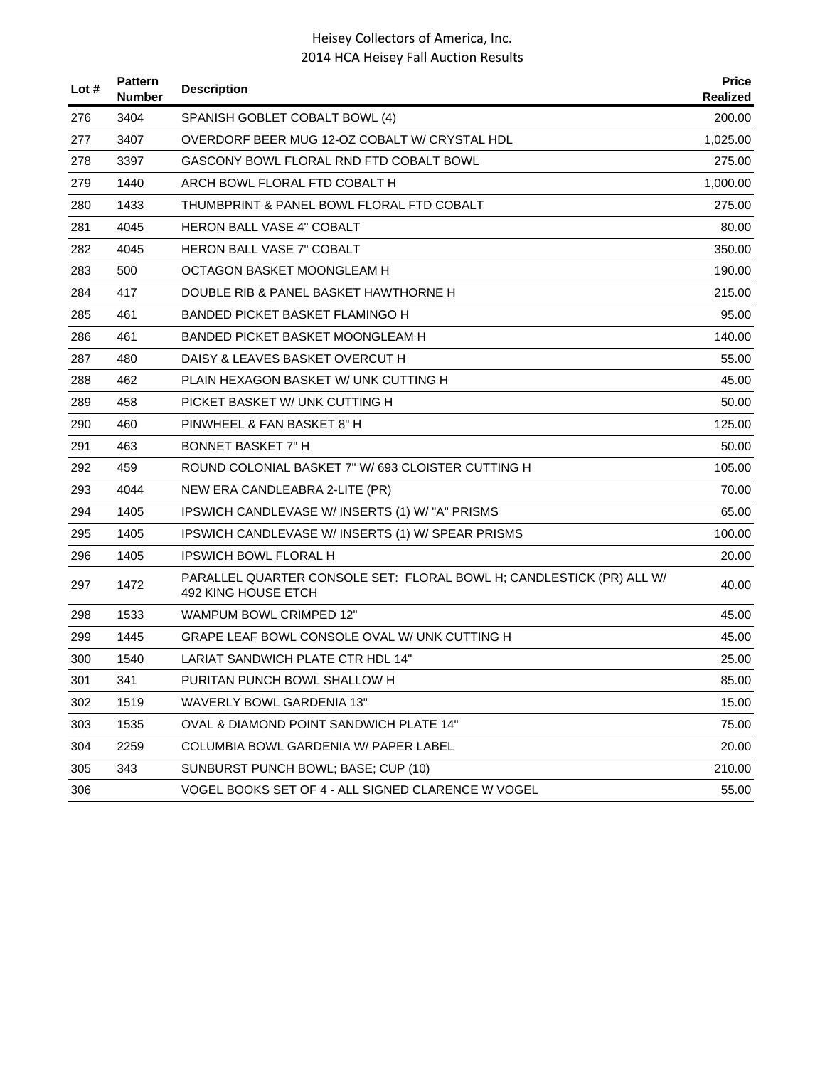| Lot # | Pattern Number | Description | Price Realized |
|---|---|---|---|
| 276 | 3404 | SPANISH GOBLET COBALT BOWL (4) | 200.00 |
| 277 | 3407 | OVERDORF BEER MUG 12-OZ COBALT W/ CRYSTAL HDL | 1,025.00 |
| 278 | 3397 | GASCONY BOWL FLORAL RND FTD COBALT BOWL | 275.00 |
| 279 | 1440 | ARCH BOWL FLORAL FTD COBALT H | 1,000.00 |
| 280 | 1433 | THUMBPRINT & PANEL BOWL FLORAL FTD COBALT | 275.00 |
| 281 | 4045 | HERON BALL VASE 4" COBALT | 80.00 |
| 282 | 4045 | HERON BALL VASE 7" COBALT | 350.00 |
| 283 | 500 | OCTAGON BASKET MOONGLEAM H | 190.00 |
| 284 | 417 | DOUBLE RIB & PANEL BASKET HAWTHORNE H | 215.00 |
| 285 | 461 | BANDED PICKET BASKET FLAMINGO H | 95.00 |
| 286 | 461 | BANDED PICKET BASKET MOONGLEAM H | 140.00 |
| 287 | 480 | DAISY & LEAVES BASKET OVERCUT H | 55.00 |
| 288 | 462 | PLAIN HEXAGON BASKET W/ UNK CUTTING H | 45.00 |
| 289 | 458 | PICKET BASKET W/ UNK CUTTING H | 50.00 |
| 290 | 460 | PINWHEEL & FAN BASKET 8" H | 125.00 |
| 291 | 463 | BONNET BASKET 7" H | 50.00 |
| 292 | 459 | ROUND COLONIAL BASKET 7" W/ 693 CLOISTER CUTTING H | 105.00 |
| 293 | 4044 | NEW ERA CANDLEABRA 2-LITE (PR) | 70.00 |
| 294 | 1405 | IPSWICH CANDLEVASE W/ INSERTS (1) W/ "A" PRISMS | 65.00 |
| 295 | 1405 | IPSWICH CANDLEVASE W/ INSERTS (1) W/ SPEAR PRISMS | 100.00 |
| 296 | 1405 | IPSWICH BOWL FLORAL H | 20.00 |
| 297 | 1472 | PARALLEL QUARTER CONSOLE SET: FLORAL BOWL H; CANDLESTICK (PR) ALL W/ 492 KING HOUSE ETCH | 40.00 |
| 298 | 1533 | WAMPUM BOWL CRIMPED 12" | 45.00 |
| 299 | 1445 | GRAPE LEAF BOWL CONSOLE OVAL W/ UNK CUTTING H | 45.00 |
| 300 | 1540 | LARIAT SANDWICH PLATE CTR HDL 14" | 25.00 |
| 301 | 341 | PURITAN PUNCH BOWL SHALLOW H | 85.00 |
| 302 | 1519 | WAVERLY BOWL GARDENIA 13" | 15.00 |
| 303 | 1535 | OVAL & DIAMOND POINT SANDWICH PLATE 14" | 75.00 |
| 304 | 2259 | COLUMBIA BOWL GARDENIA W/ PAPER LABEL | 20.00 |
| 305 | 343 | SUNBURST PUNCH BOWL; BASE; CUP (10) | 210.00 |
| 306 | | VOGEL BOOKS SET OF 4 - ALL SIGNED CLARENCE W VOGEL | 55.00 |